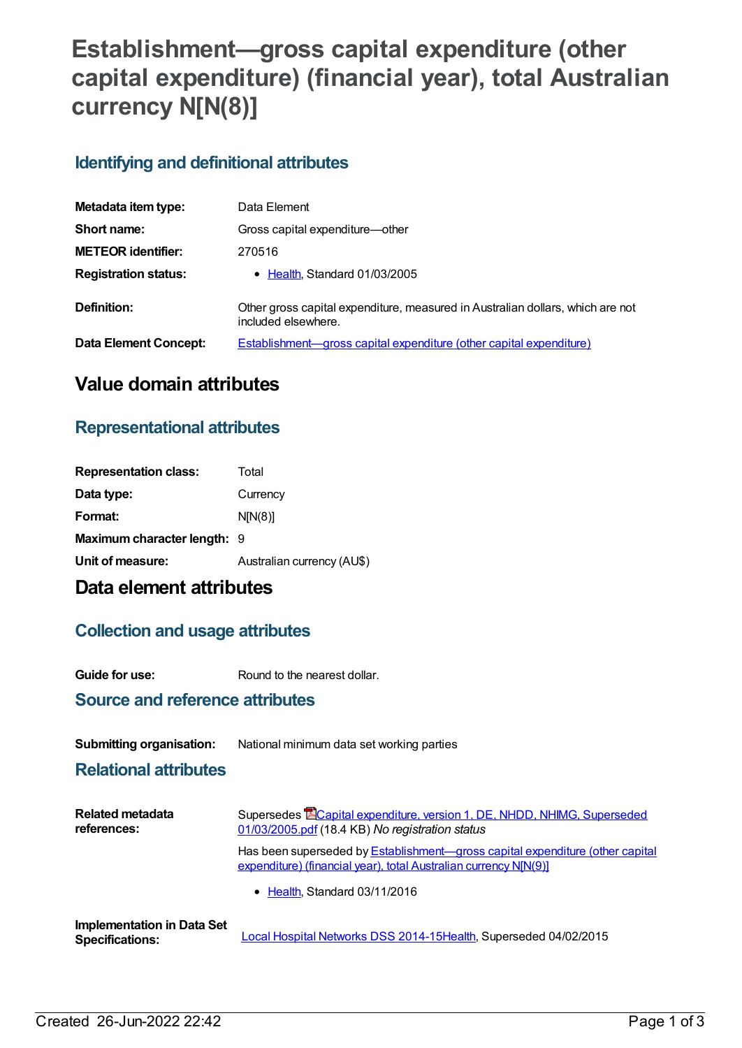# Establishment—gross capital expenditure (other capital expenditure) (financial year), total Australian currency N[N(8)]

## Identifying and definitional attributes

| | |
|---|---|
| **Metadata item type:** | Data Element |
| **Short name:** | Gross capital expenditure—other |
| **METEOR identifier:** | 270516 |
| **Registration status:** | • Health, Standard 01/03/2005 |
| **Definition:** | Other gross capital expenditure, measured in Australian dollars, which are not included elsewhere. |
| **Data Element Concept:** | Establishment—gross capital expenditure (other capital expenditure) |

# Value domain attributes

## Representational attributes

| | |
|---|---|
| **Representation class:** | Total |
| **Data type:** | Currency |
| **Format:** | N[N(8)] |
| **Maximum character length:** | 9 |
| **Unit of measure:** | Australian currency (AU$) |

# Data element attributes

## Collection and usage attributes

| | |
|---|---|
| **Guide for use:** | Round to the nearest dollar. |

## Source and reference attributes

| | |
|---|---|
| **Submitting organisation:** | National minimum data set working parties |

## Relational attributes

| | |
|---|---|
| **Related metadata references:** | Supersedes Capital expenditure, version 1, DE, NHDD, NHIMG, Superseded 01/03/2005.pdf (18.4 KB) *No registration status*<br><br>Has been superseded by Establishment—gross capital expenditure (other capital expenditure) (financial year), total Australian currency N[N(9)]<br><br>• Health, Standard 03/11/2016 |
| **Implementation in Data Set Specifications:** | Local Hospital Networks DSS 2014-15Health, Superseded 04/02/2015 |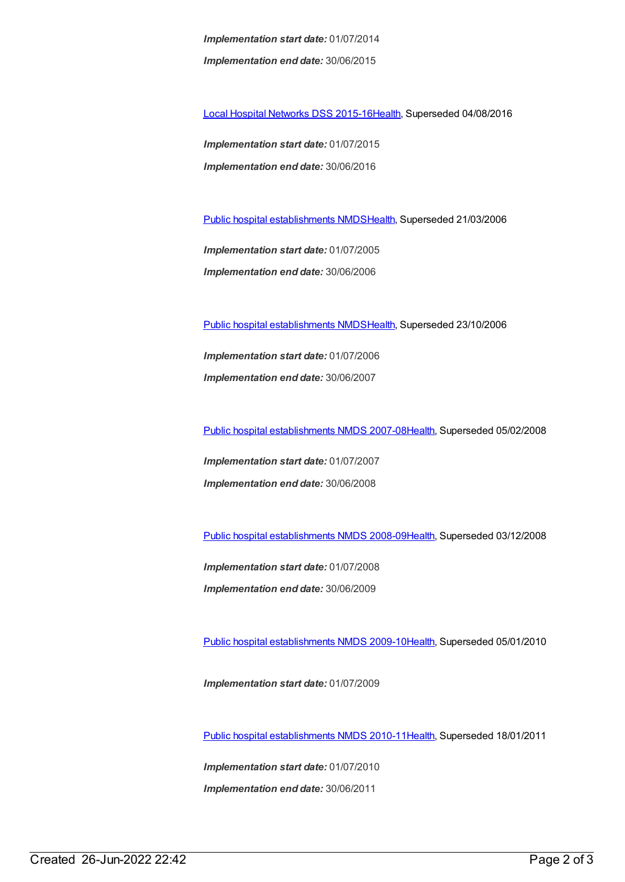***Implementation start date:*** 01/07/2014

***Implementation end date:*** 30/06/2015

Local Hospital Networks DSS 2015-16Health, Superseded 04/08/2016

***Implementation start date:*** 01/07/2015

***Implementation end date:*** 30/06/2016

Public hospital establishments NMDSHealth, Superseded 21/03/2006

***Implementation start date:*** 01/07/2005

***Implementation end date:*** 30/06/2006

Public hospital establishments NMDSHealth, Superseded 23/10/2006

***Implementation start date:*** 01/07/2006

***Implementation end date:*** 30/06/2007

Public hospital establishments NMDS 2007-08Health, Superseded 05/02/2008

***Implementation start date:*** 01/07/2007

***Implementation end date:*** 30/06/2008

Public hospital establishments NMDS 2008-09Health, Superseded 03/12/2008

***Implementation start date:*** 01/07/2008

***Implementation end date:*** 30/06/2009

Public hospital establishments NMDS 2009-10Health, Superseded 05/01/2010

***Implementation start date:*** 01/07/2009

Public hospital establishments NMDS 2010-11Health, Superseded 18/01/2011

***Implementation start date:*** 01/07/2010

***Implementation end date:*** 30/06/2011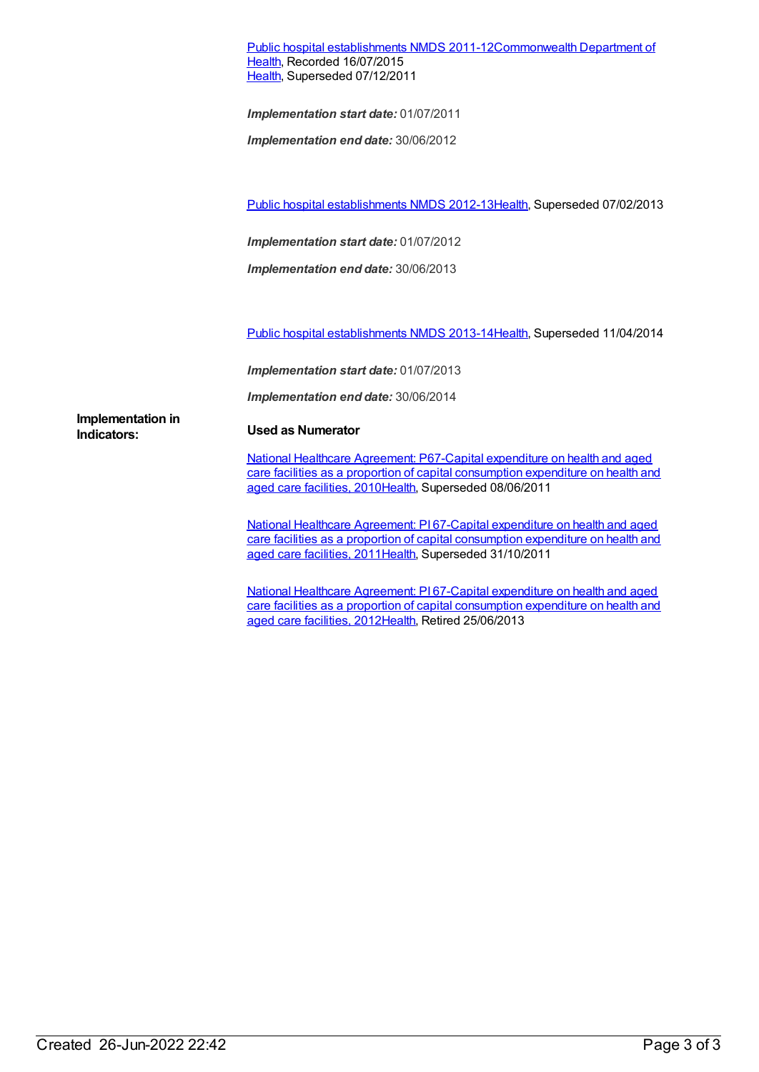Public hospital establishments NMDS 2011-12Commonwealth Department of Health, Recorded 16/07/2015
Health, Superseded 07/12/2011

***Implementation start date:*** 01/07/2011

***Implementation end date:*** 30/06/2012

Public hospital establishments NMDS 2012-13Health, Superseded 07/02/2013

***Implementation start date:*** 01/07/2012

***Implementation end date:*** 30/06/2013

Public hospital establishments NMDS 2013-14Health, Superseded 11/04/2014

***Implementation start date:*** 01/07/2013

***Implementation end date:*** 30/06/2014

**Implementation in Indicators:**

**Used as Numerator**

National Healthcare Agreement: P67-Capital expenditure on health and aged care facilities as a proportion of capital consumption expenditure on health and aged care facilities, 2010Health, Superseded 08/06/2011

National Healthcare Agreement: PI 67-Capital expenditure on health and aged care facilities as a proportion of capital consumption expenditure on health and aged care facilities, 2011Health, Superseded 31/10/2011

National Healthcare Agreement: PI 67-Capital expenditure on health and aged care facilities as a proportion of capital consumption expenditure on health and aged care facilities, 2012Health, Retired 25/06/2013